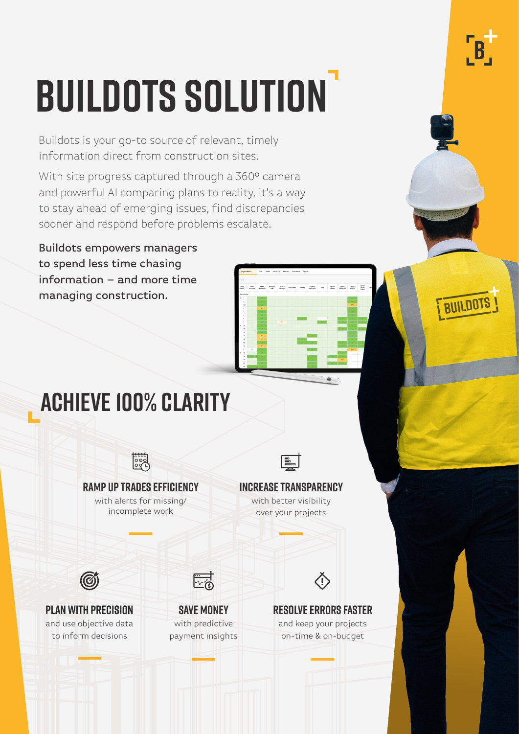# BUILDOTS SOLUTION

Buildots is your go-to source of relevant, timely information direct from construction sites.

With site progress captured through a 360º camera and powerful AI comparing plans to reality, it's a way to stay ahead of emerging issues, find discrepancies sooner and respond before problems escalate.

**Buildots empowers managers to spend less time chasing information – and more time managing construction.**

## ACHIEVE 100% CLARITY

### RAMP UP TRADES EFFICIENCY

with alerts for missing/ incomplete work

### INCREASE TRANSPARENCY

with better visibility over your projects

### PLAN WITH PRECISION

and use objective data to inform decisions

### SAVE MONEY

with predictive payment insights

### RESOLVE ERRORS FASTER

and keep your projects on-time & on-budget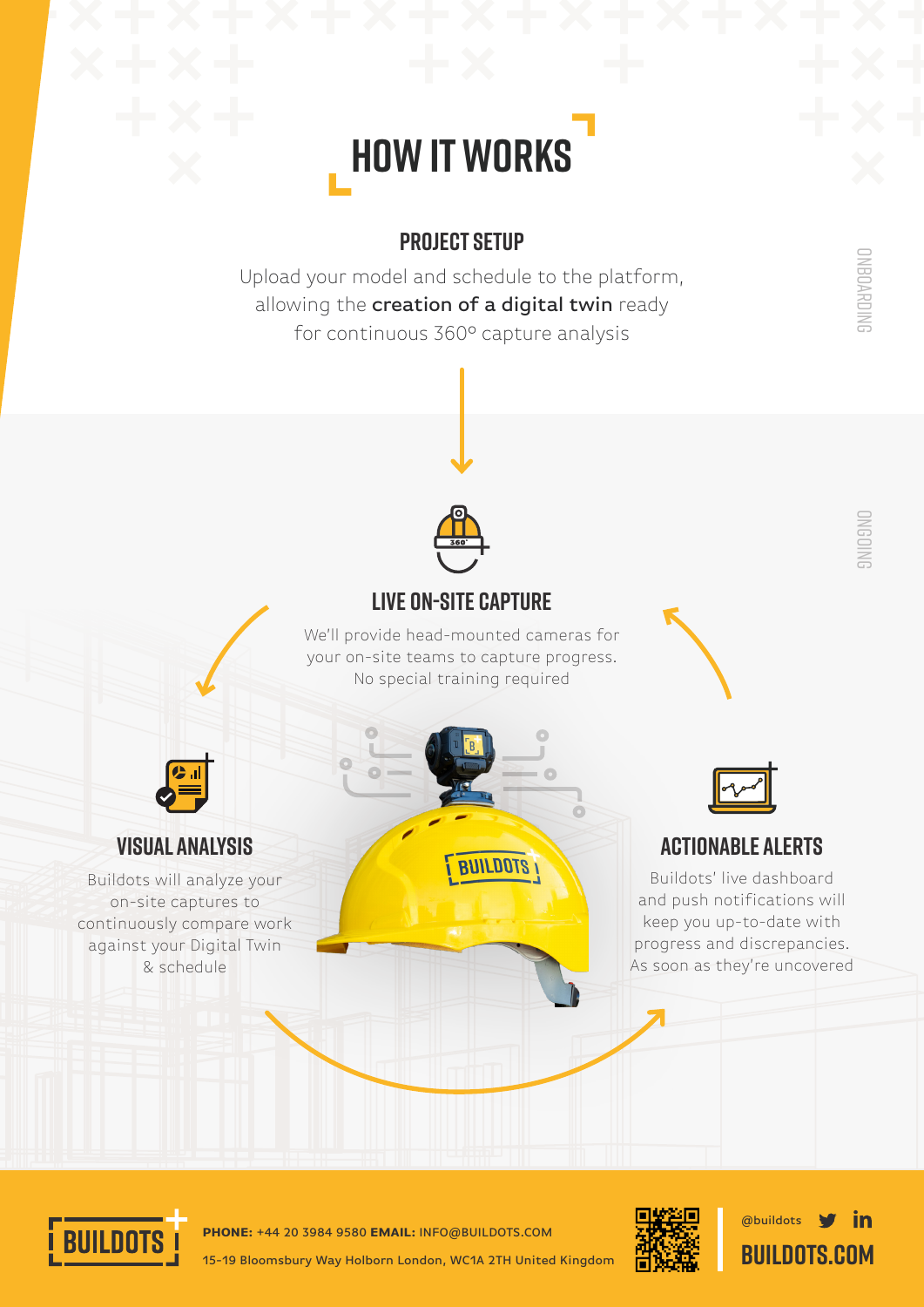# HOW IT WORKS

ONBOARDING

## PROJECT SETUP

Upload your model and schedule to the platform, allowing the **creation of a digital twin** ready for continuous 360º capture analysis

ONGOING

## LIVE ON-SITE CAPTURE

We'll provide head-mounted cameras for your on-site teams to capture progress. No special training required

## VISUAL ANALYSIS

Buildots will analyze your on-site captures to continuously compare work against your Digital Twin & schedule

## ACTIONABLE ALERTS

Buildots' live dashboard and push notifications will keep you up-to-date with progress and discrepancies. As soon as they're uncovered

BUILDOTS

**PHONE:** +44 20 3984 9580 **EMAIL:** INFO@BUILDOTS.COM

15-19 Bloomsbury Way Holborn London, WC1A 2TH United Kingdom

@buildots

BUILDOTS.COM